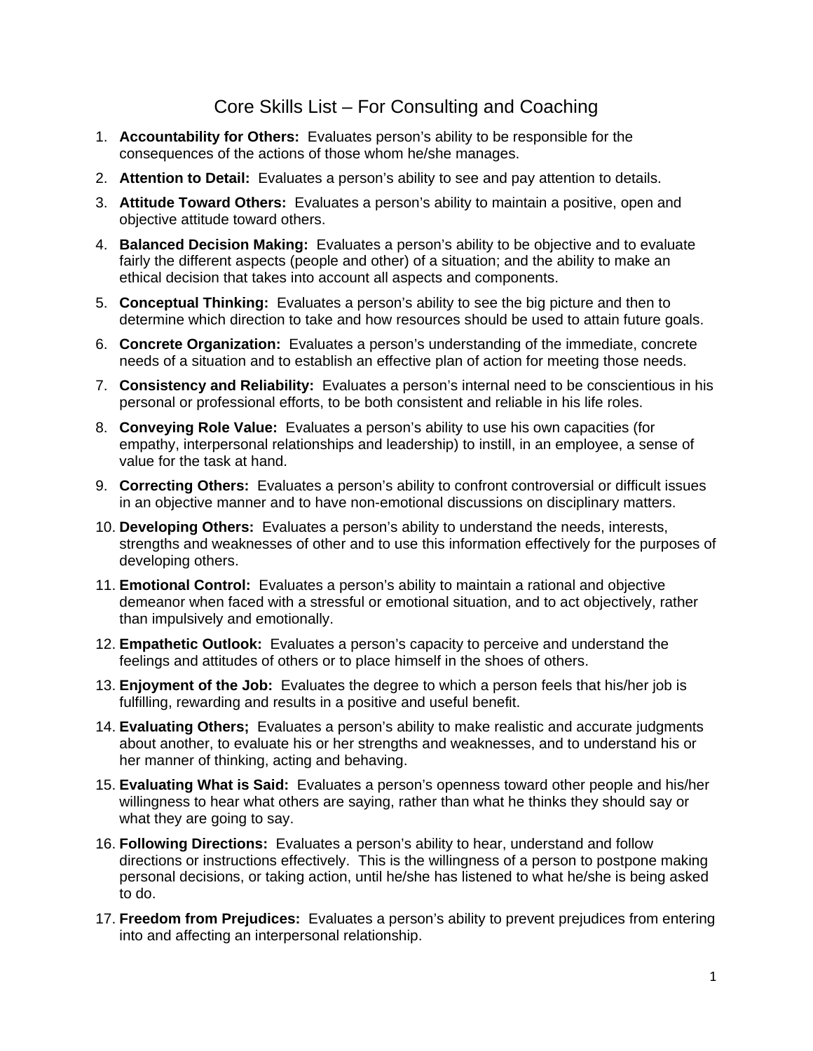# Core Skills List – For Consulting and Coaching

1. **Accountability for Others:** Evaluates person's ability to be responsible for the consequences of the actions of those whom he/she manages.
2. **Attention to Detail:** Evaluates a person's ability to see and pay attention to details.
3. **Attitude Toward Others:** Evaluates a person's ability to maintain a positive, open and objective attitude toward others.
4. **Balanced Decision Making:** Evaluates a person's ability to be objective and to evaluate fairly the different aspects (people and other) of a situation; and the ability to make an ethical decision that takes into account all aspects and components.
5. **Conceptual Thinking:** Evaluates a person's ability to see the big picture and then to determine which direction to take and how resources should be used to attain future goals.
6. **Concrete Organization:** Evaluates a person's understanding of the immediate, concrete needs of a situation and to establish an effective plan of action for meeting those needs.
7. **Consistency and Reliability:** Evaluates a person's internal need to be conscientious in his personal or professional efforts, to be both consistent and reliable in his life roles.
8. **Conveying Role Value:** Evaluates a person's ability to use his own capacities (for empathy, interpersonal relationships and leadership) to instill, in an employee, a sense of value for the task at hand.
9. **Correcting Others:** Evaluates a person's ability to confront controversial or difficult issues in an objective manner and to have non-emotional discussions on disciplinary matters.
10. **Developing Others:** Evaluates a person's ability to understand the needs, interests, strengths and weaknesses of other and to use this information effectively for the purposes of developing others.
11. **Emotional Control:** Evaluates a person's ability to maintain a rational and objective demeanor when faced with a stressful or emotional situation, and to act objectively, rather than impulsively and emotionally.
12. **Empathetic Outlook:** Evaluates a person's capacity to perceive and understand the feelings and attitudes of others or to place himself in the shoes of others.
13. **Enjoyment of the Job:** Evaluates the degree to which a person feels that his/her job is fulfilling, rewarding and results in a positive and useful benefit.
14. **Evaluating Others;** Evaluates a person's ability to make realistic and accurate judgments about another, to evaluate his or her strengths and weaknesses, and to understand his or her manner of thinking, acting and behaving.
15. **Evaluating What is Said:** Evaluates a person's openness toward other people and his/her willingness to hear what others are saying, rather than what he thinks they should say or what they are going to say.
16. **Following Directions:** Evaluates a person's ability to hear, understand and follow directions or instructions effectively. This is the willingness of a person to postpone making personal decisions, or taking action, until he/she has listened to what he/she is being asked to do.
17. **Freedom from Prejudices:** Evaluates a person's ability to prevent prejudices from entering into and affecting an interpersonal relationship.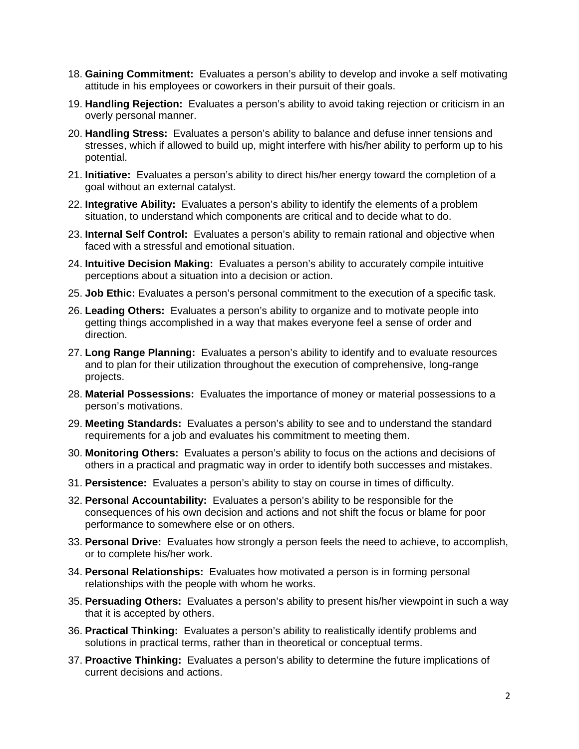18. **Gaining Commitment:** Evaluates a person's ability to develop and invoke a self motivating attitude in his employees or coworkers in their pursuit of their goals.
19. **Handling Rejection:** Evaluates a person's ability to avoid taking rejection or criticism in an overly personal manner.
20. **Handling Stress:** Evaluates a person's ability to balance and defuse inner tensions and stresses, which if allowed to build up, might interfere with his/her ability to perform up to his potential.
21. **Initiative:** Evaluates a person's ability to direct his/her energy toward the completion of a goal without an external catalyst.
22. **Integrative Ability:** Evaluates a person's ability to identify the elements of a problem situation, to understand which components are critical and to decide what to do.
23. **Internal Self Control:** Evaluates a person's ability to remain rational and objective when faced with a stressful and emotional situation.
24. **Intuitive Decision Making:** Evaluates a person's ability to accurately compile intuitive perceptions about a situation into a decision or action.
25. **Job Ethic:** Evaluates a person's personal commitment to the execution of a specific task.
26. **Leading Others:** Evaluates a person's ability to organize and to motivate people into getting things accomplished in a way that makes everyone feel a sense of order and direction.
27. **Long Range Planning:** Evaluates a person's ability to identify and to evaluate resources and to plan for their utilization throughout the execution of comprehensive, long-range projects.
28. **Material Possessions:** Evaluates the importance of money or material possessions to a person's motivations.
29. **Meeting Standards:** Evaluates a person's ability to see and to understand the standard requirements for a job and evaluates his commitment to meeting them.
30. **Monitoring Others:** Evaluates a person's ability to focus on the actions and decisions of others in a practical and pragmatic way in order to identify both successes and mistakes.
31. **Persistence:** Evaluates a person's ability to stay on course in times of difficulty.
32. **Personal Accountability:** Evaluates a person's ability to be responsible for the consequences of his own decision and actions and not shift the focus or blame for poor performance to somewhere else or on others.
33. **Personal Drive:** Evaluates how strongly a person feels the need to achieve, to accomplish, or to complete his/her work.
34. **Personal Relationships:** Evaluates how motivated a person is in forming personal relationships with the people with whom he works.
35. **Persuading Others:** Evaluates a person's ability to present his/her viewpoint in such a way that it is accepted by others.
36. **Practical Thinking:** Evaluates a person's ability to realistically identify problems and solutions in practical terms, rather than in theoretical or conceptual terms.
37. **Proactive Thinking:** Evaluates a person's ability to determine the future implications of current decisions and actions.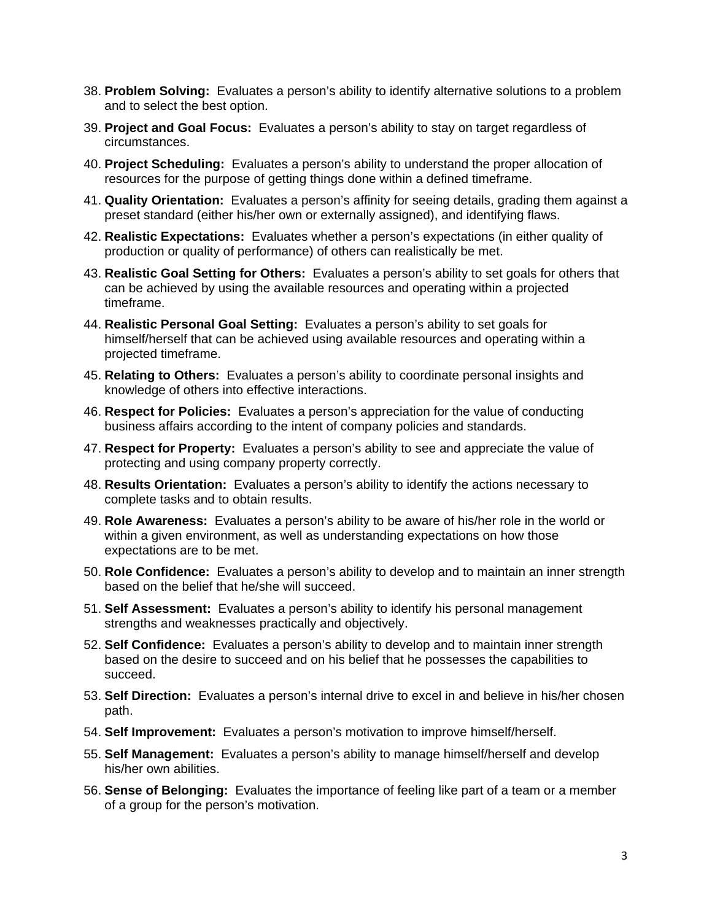38. **Problem Solving:** Evaluates a person's ability to identify alternative solutions to a problem and to select the best option.
39. **Project and Goal Focus:** Evaluates a person's ability to stay on target regardless of circumstances.
40. **Project Scheduling:** Evaluates a person's ability to understand the proper allocation of resources for the purpose of getting things done within a defined timeframe.
41. **Quality Orientation:** Evaluates a person's affinity for seeing details, grading them against a preset standard (either his/her own or externally assigned), and identifying flaws.
42. **Realistic Expectations:** Evaluates whether a person's expectations (in either quality of production or quality of performance) of others can realistically be met.
43. **Realistic Goal Setting for Others:** Evaluates a person's ability to set goals for others that can be achieved by using the available resources and operating within a projected timeframe.
44. **Realistic Personal Goal Setting:** Evaluates a person's ability to set goals for himself/herself that can be achieved using available resources and operating within a projected timeframe.
45. **Relating to Others:** Evaluates a person's ability to coordinate personal insights and knowledge of others into effective interactions.
46. **Respect for Policies:** Evaluates a person's appreciation for the value of conducting business affairs according to the intent of company policies and standards.
47. **Respect for Property:** Evaluates a person's ability to see and appreciate the value of protecting and using company property correctly.
48. **Results Orientation:** Evaluates a person's ability to identify the actions necessary to complete tasks and to obtain results.
49. **Role Awareness:** Evaluates a person's ability to be aware of his/her role in the world or within a given environment, as well as understanding expectations on how those expectations are to be met.
50. **Role Confidence:** Evaluates a person's ability to develop and to maintain an inner strength based on the belief that he/she will succeed.
51. **Self Assessment:** Evaluates a person's ability to identify his personal management strengths and weaknesses practically and objectively.
52. **Self Confidence:** Evaluates a person's ability to develop and to maintain inner strength based on the desire to succeed and on his belief that he possesses the capabilities to succeed.
53. **Self Direction:** Evaluates a person's internal drive to excel in and believe in his/her chosen path.
54. **Self Improvement:** Evaluates a person's motivation to improve himself/herself.
55. **Self Management:** Evaluates a person's ability to manage himself/herself and develop his/her own abilities.
56. **Sense of Belonging:** Evaluates the importance of feeling like part of a team or a member of a group for the person's motivation.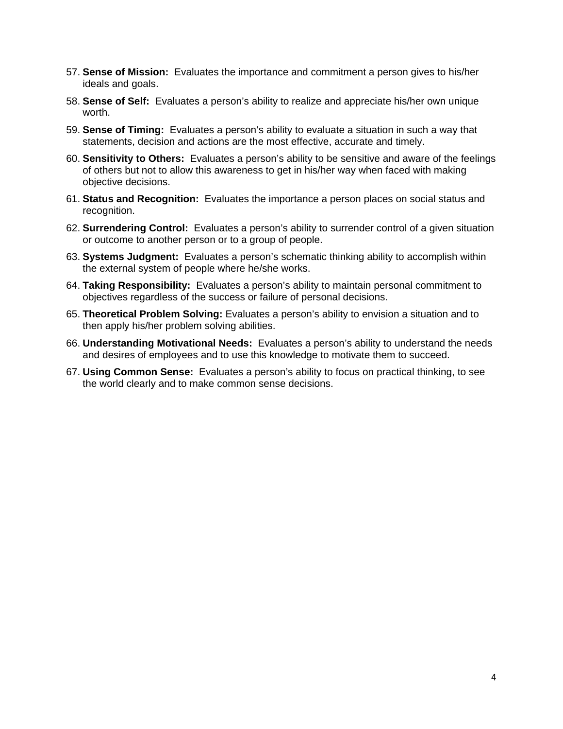57. **Sense of Mission:** Evaluates the importance and commitment a person gives to his/her ideals and goals.
58. **Sense of Self:** Evaluates a person's ability to realize and appreciate his/her own unique worth.
59. **Sense of Timing:** Evaluates a person's ability to evaluate a situation in such a way that statements, decision and actions are the most effective, accurate and timely.
60. **Sensitivity to Others:** Evaluates a person's ability to be sensitive and aware of the feelings of others but not to allow this awareness to get in his/her way when faced with making objective decisions.
61. **Status and Recognition:** Evaluates the importance a person places on social status and recognition.
62. **Surrendering Control:** Evaluates a person's ability to surrender control of a given situation or outcome to another person or to a group of people.
63. **Systems Judgment:** Evaluates a person's schematic thinking ability to accomplish within the external system of people where he/she works.
64. **Taking Responsibility:** Evaluates a person's ability to maintain personal commitment to objectives regardless of the success or failure of personal decisions.
65. **Theoretical Problem Solving:** Evaluates a person's ability to envision a situation and to then apply his/her problem solving abilities.
66. **Understanding Motivational Needs:** Evaluates a person's ability to understand the needs and desires of employees and to use this knowledge to motivate them to succeed.
67. **Using Common Sense:** Evaluates a person's ability to focus on practical thinking, to see the world clearly and to make common sense decisions.